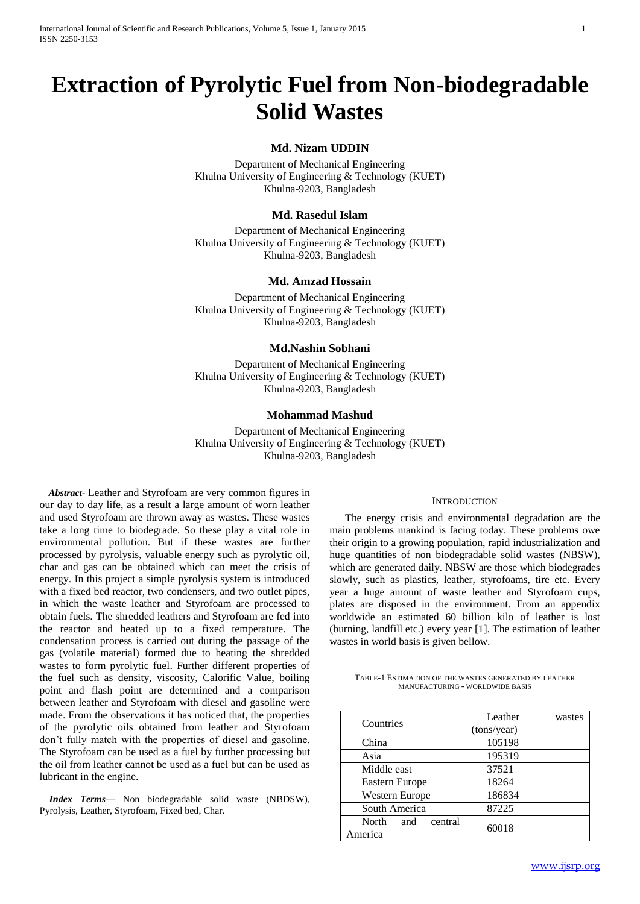# Extraction of Pyrolytic Fuel from Non-biodegradable Solid Wastes

**Md. Nizam UDDIN**

Department of Mechanical Engineering
Khulna University of Engineering & Technology (KUET)
Khulna-9203, Bangladesh

**Md. Rasedul Islam**

Department of Mechanical Engineering
Khulna University of Engineering & Technology (KUET)
Khulna-9203, Bangladesh

**Md. Amzad Hossain**

Department of Mechanical Engineering
Khulna University of Engineering & Technology (KUET)
Khulna-9203, Bangladesh

**Md.Nashin Sobhani**

Department of Mechanical Engineering
Khulna University of Engineering & Technology (KUET)
Khulna-9203, Bangladesh

**Mohammad Mashud**

Department of Mechanical Engineering
Khulna University of Engineering & Technology (KUET)
Khulna-9203, Bangladesh

***Abstract-*** Leather and Styrofoam are very common figures in our day to day life, as a result a large amount of worn leather and used Styrofoam are thrown away as wastes. These wastes take a long time to biodegrade. So these play a vital role in environmental pollution. But if these wastes are further processed by pyrolysis, valuable energy such as pyrolytic oil, char and gas can be obtained which can meet the crisis of energy. In this project a simple pyrolysis system is introduced with a fixed bed reactor, two condensers, and two outlet pipes, in which the waste leather and Styrofoam are processed to obtain fuels. The shredded leathers and Styrofoam are fed into the reactor and heated up to a fixed temperature. The condensation process is carried out during the passage of the gas (volatile material) formed due to heating the shredded wastes to form pyrolytic fuel. Further different properties of the fuel such as density, viscosity, Calorific Value, boiling point and flash point are determined and a comparison between leather and Styrofoam with diesel and gasoline were made. From the observations it has noticed that, the properties of the pyrolytic oils obtained from leather and Styrofoam don't fully match with the properties of diesel and gasoline. The Styrofoam can be used as a fuel by further processing but the oil from leather cannot be used as a fuel but can be used as lubricant in the engine.

***Index Terms—*** Non biodegradable solid waste (NBDSW), Pyrolysis, Leather, Styrofoam, Fixed bed, Char.

## INTRODUCTION

The energy crisis and environmental degradation are the main problems mankind is facing today. These problems owe their origin to a growing population, rapid industrialization and huge quantities of non biodegradable solid wastes (NBSW), which are generated daily. NBSW are those which biodegrades slowly, such as plastics, leather, styrofoams, tire etc. Every year a huge amount of waste leather and Styrofoam cups, plates are disposed in the environment. From an appendix worldwide an estimated 60 billion kilo of leather is lost (burning, landfill etc.) every year [1]. The estimation of leather wastes in world basis is given bellow.

TABLE-1 ESTIMATION OF THE WASTES GENERATED BY LEATHER MANUFACTURING - WORLDWIDE BASIS

| Countries | Leather wastes (tons/year) |
|---|---|
| China | 105198 |
| Asia | 195319 |
| Middle east | 37521 |
| Eastern Europe | 18264 |
| Western Europe | 186834 |
| South America | 87225 |
| North and central America | 60018 |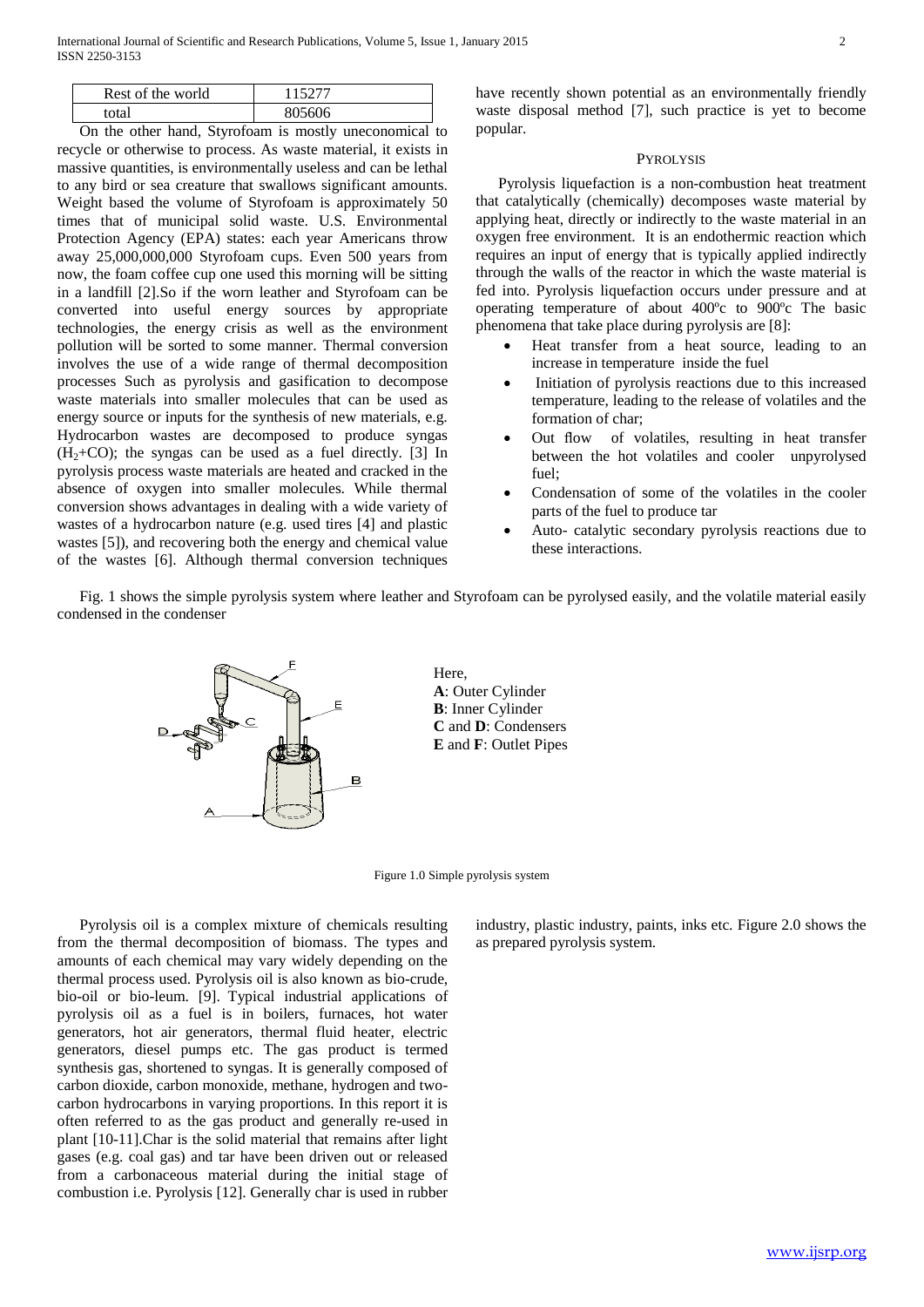| Rest of the world | 115277 |
|---|---|
| total | 805606 |

On the other hand, Styrofoam is mostly uneconomical to recycle or otherwise to process. As waste material, it exists in massive quantities, is environmentally useless and can be lethal to any bird or sea creature that swallows significant amounts. Weight based the volume of Styrofoam is approximately 50 times that of municipal solid waste. U.S. Environmental Protection Agency (EPA) states: each year Americans throw away 25,000,000,000 Styrofoam cups. Even 500 years from now, the foam coffee cup one used this morning will be sitting in a landfill [2].So if the worn leather and Styrofoam can be converted into useful energy sources by appropriate technologies, the energy crisis as well as the environment pollution will be sorted to some manner. Thermal conversion involves the use of a wide range of thermal decomposition processes Such as pyrolysis and gasification to decompose waste materials into smaller molecules that can be used as energy source or inputs for the synthesis of new materials, e.g. Hydrocarbon wastes are decomposed to produce syngas ($H_2$+CO); the syngas can be used as a fuel directly. [3] In pyrolysis process waste materials are heated and cracked in the absence of oxygen into smaller molecules. While thermal conversion shows advantages in dealing with a wide variety of wastes of a hydrocarbon nature (e.g. used tires [4] and plastic wastes [5]), and recovering both the energy and chemical value of the wastes [6]. Although thermal conversion techniques have recently shown potential as an environmentally friendly waste disposal method [7], such practice is yet to become popular.

## PYROLYSIS

Pyrolysis liquefaction is a non-combustion heat treatment that catalytically (chemically) decomposes waste material by applying heat, directly or indirectly to the waste material in an oxygen free environment. It is an endothermic reaction which requires an input of energy that is typically applied indirectly through the walls of the reactor in which the waste material is fed into. Pyrolysis liquefaction occurs under pressure and at operating temperature of about 400ºc to 900ºc The basic phenomena that take place during pyrolysis are [8]:

- Heat transfer from a heat source, leading to an increase in temperature inside the fuel
- Initiation of pyrolysis reactions due to this increased temperature, leading to the release of volatiles and the formation of char;
- Out flow of volatiles, resulting in heat transfer between the hot volatiles and cooler unpyrolysed fuel;
- Condensation of some of the volatiles in the cooler parts of the fuel to produce tar
- Auto- catalytic secondary pyrolysis reactions due to these interactions.

Fig. 1 shows the simple pyrolysis system where leather and Styrofoam can be pyrolysed easily, and the volatile material easily condensed in the condenser

Here,
**A**: Outer Cylinder
**B**: Inner Cylinder
**C** and **D**: Condensers
**E** and **F**: Outlet Pipes

Figure 1.0 Simple pyrolysis system

Pyrolysis oil is a complex mixture of chemicals resulting from the thermal decomposition of biomass. The types and amounts of each chemical may vary widely depending on the thermal process used. Pyrolysis oil is also known as bio-crude, bio-oil or bio-leum. [9]. Typical industrial applications of pyrolysis oil as a fuel is in boilers, furnaces, hot water generators, hot air generators, thermal fluid heater, electric generators, diesel pumps etc. The gas product is termed synthesis gas, shortened to syngas. It is generally composed of carbon dioxide, carbon monoxide, methane, hydrogen and two-carbon hydrocarbons in varying proportions. In this report it is often referred to as the gas product and generally re-used in plant [10-11].Char is the solid material that remains after light gases (e.g. coal gas) and tar have been driven out or released from a carbonaceous material during the initial stage of combustion i.e. Pyrolysis [12]. Generally char is used in rubber industry, plastic industry, paints, inks etc. Figure 2.0 shows the as prepared pyrolysis system.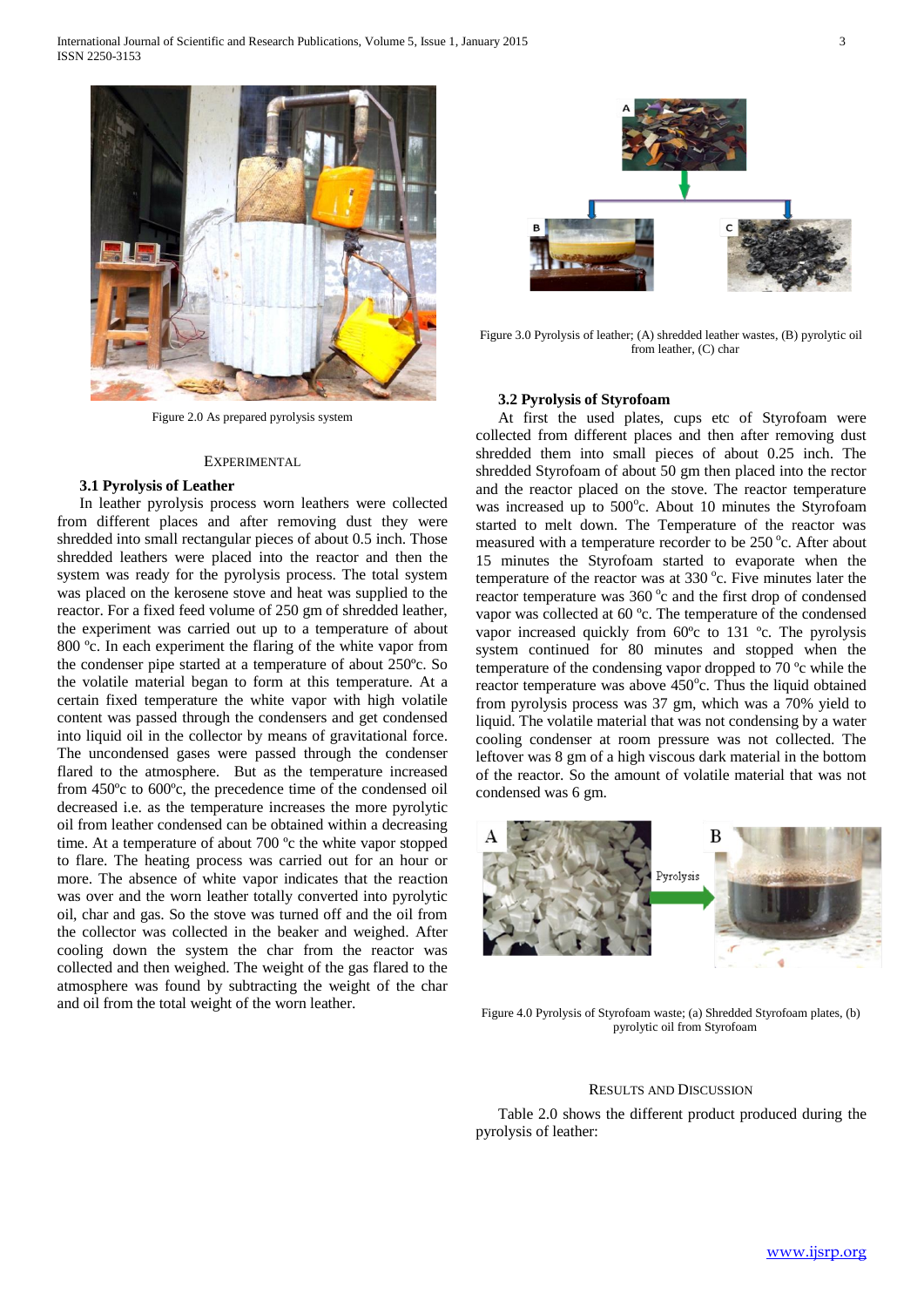Figure 2.0 As prepared pyrolysis system

## EXPERIMENTAL

### 3.1 Pyrolysis of Leather

In leather pyrolysis process worn leathers were collected from different places and after removing dust they were shredded into small rectangular pieces of about 0.5 inch. Those shredded leathers were placed into the reactor and then the system was ready for the pyrolysis process. The total system was placed on the kerosene stove and heat was supplied to the reactor. For a fixed feed volume of 250 gm of shredded leather, the experiment was carried out up to a temperature of about 800 ºc. In each experiment the flaring of the white vapor from the condenser pipe started at a temperature of about 250ºc. So the volatile material began to form at this temperature. At a certain fixed temperature the white vapor with high volatile content was passed through the condensers and get condensed into liquid oil in the collector by means of gravitational force. The uncondensed gases were passed through the condenser flared to the atmosphere. But as the temperature increased from 450ºc to 600ºc, the precedence time of the condensed oil decreased i.e. as the temperature increases the more pyrolytic oil from leather condensed can be obtained within a decreasing time. At a temperature of about 700 ºc the white vapor stopped to flare. The heating process was carried out for an hour or more. The absence of white vapor indicates that the reaction was over and the worn leather totally converted into pyrolytic oil, char and gas. So the stove was turned off and the oil from the collector was collected in the beaker and weighed. After cooling down the system the char from the reactor was collected and then weighed. The weight of the gas flared to the atmosphere was found by subtracting the weight of the char and oil from the total weight of the worn leather.

Figure 3.0 Pyrolysis of leather; (A) shredded leather wastes, (B) pyrolytic oil from leather, (C) char

### 3.2 Pyrolysis of Styrofoam

At first the used plates, cups etc of Styrofoam were collected from different places and then after removing dust shredded them into small pieces of about 0.25 inch. The shredded Styrofoam of about 50 gm then placed into the rector and the reactor placed on the stove. The reactor temperature was increased up to 500ºc. About 10 minutes the Styrofoam started to melt down. The Temperature of the reactor was measured with a temperature recorder to be 250 ºc. After about 15 minutes the Styrofoam started to evaporate when the temperature of the reactor was at 330 ºc. Five minutes later the reactor temperature was 360 ºc and the first drop of condensed vapor was collected at 60 ºc. The temperature of the condensed vapor increased quickly from 60ºc to 131 ºc. The pyrolysis system continued for 80 minutes and stopped when the temperature of the condensing vapor dropped to 70 ºc while the reactor temperature was above 450ºc. Thus the liquid obtained from pyrolysis process was 37 gm, which was a 70% yield to liquid. The volatile material that was not condensing by a water cooling condenser at room pressure was not collected. The leftover was 8 gm of a high viscous dark material in the bottom of the reactor. So the amount of volatile material that was not condensed was 6 gm.

Figure 4.0 Pyrolysis of Styrofoam waste; (a) Shredded Styrofoam plates, (b) pyrolytic oil from Styrofoam

## RESULTS AND DISCUSSION

Table 2.0 shows the different product produced during the pyrolysis of leather: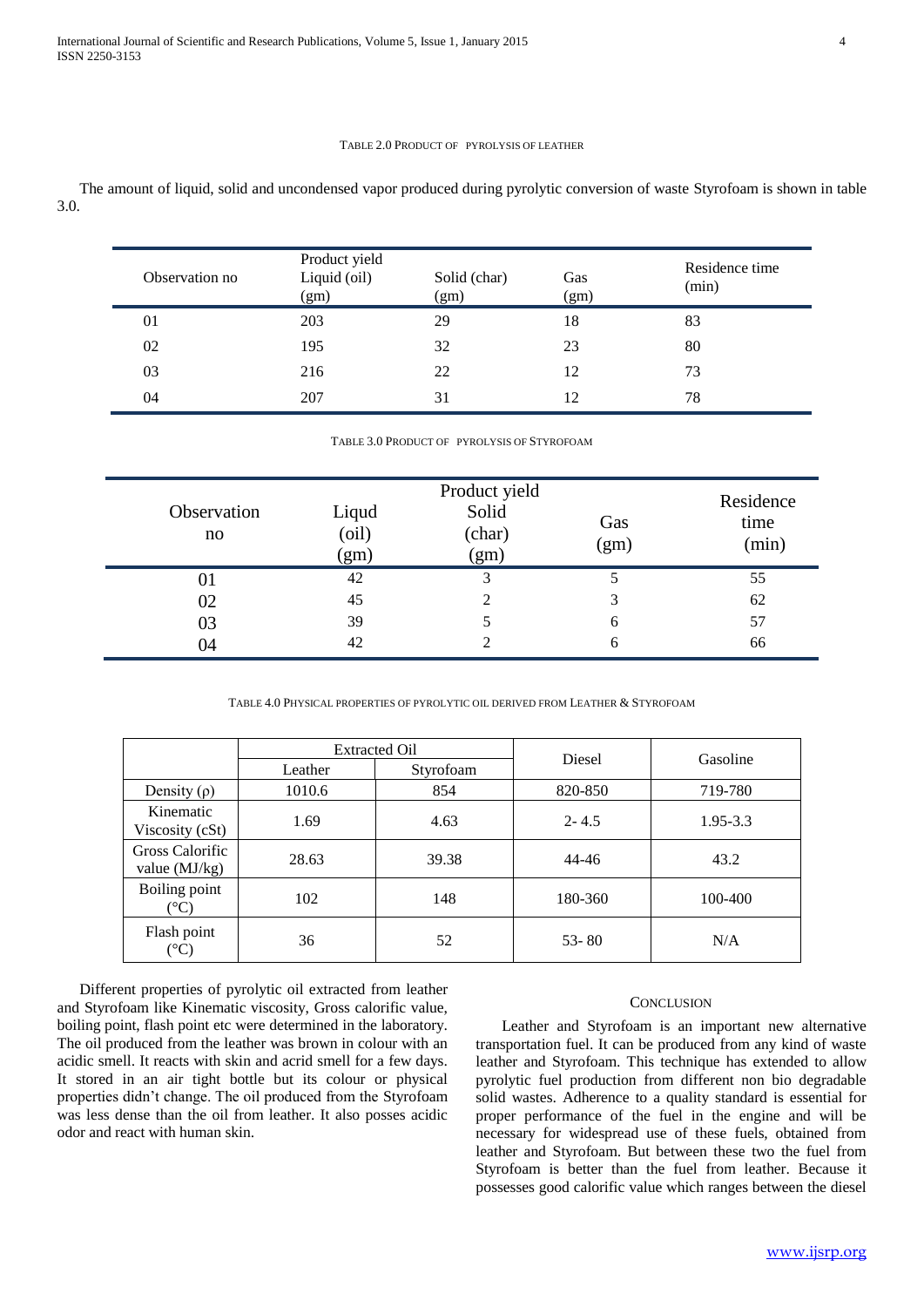TABLE 2.0 PRODUCT OF PYROLYSIS OF LEATHER

The amount of liquid, solid and uncondensed vapor produced during pyrolytic conversion of waste Styrofoam is shown in table 3.0.

| Observation no | Product yield Liquid (oil) (gm) | Solid (char) (gm) | Gas (gm) | Residence time (min) |
|---|---|---|---|---|
| 01 | 203 | 29 | 18 | 83 |
| 02 | 195 | 32 | 23 | 80 |
| 03 | 216 | 22 | 12 | 73 |
| 04 | 207 | 31 | 12 | 78 |

TABLE 3.0 PRODUCT OF PYROLYSIS OF STYROFOAM

| Observation no | Product yield | | | Residence time (min) |
|---|---|---|---|---|
| | Liqud (oil) (gm) | Solid (char) (gm) | Gas (gm) | |
| 01 | 42 | 3 | 5 | 55 |
| 02 | 45 | 2 | 3 | 62 |
| 03 | 39 | 5 | 6 | 57 |
| 04 | 42 | 2 | 6 | 66 |

TABLE 4.0 PHYSICAL PROPERTIES OF PYROLYTIC OIL DERIVED FROM LEATHER & STYROFOAM

| | Extracted Oil | | Diesel | Gasoline |
|---|---|---|---|---|
| | Leather | Styrofoam | | |
| Density (ρ) | 1010.6 | 854 | 820-850 | 719-780 |
| Kinematic Viscosity (cSt) | 1.69 | 4.63 | 2- 4.5 | 1.95-3.3 |
| Gross Calorific value (MJ/kg) | 28.63 | 39.38 | 44-46 | 43.2 |
| Boiling point (°C) | 102 | 148 | 180-360 | 100-400 |
| Flash point (°C) | 36 | 52 | 53- 80 | N/A |

Different properties of pyrolytic oil extracted from leather and Styrofoam like Kinematic viscosity, Gross calorific value, boiling point, flash point etc were determined in the laboratory. The oil produced from the leather was brown in colour with an acidic smell. It reacts with skin and acrid smell for a few days. It stored in an air tight bottle but its colour or physical properties didn't change. The oil produced from the Styrofoam was less dense than the oil from leather. It also posses acidic odor and react with human skin.

## CONCLUSION

Leather and Styrofoam is an important new alternative transportation fuel. It can be produced from any kind of waste leather and Styrofoam. This technique has extended to allow pyrolytic fuel production from different non bio degradable solid wastes. Adherence to a quality standard is essential for proper performance of the fuel in the engine and will be necessary for widespread use of these fuels, obtained from leather and Styrofoam. But between these two the fuel from Styrofoam is better than the fuel from leather. Because it possesses good calorific value which ranges between the diesel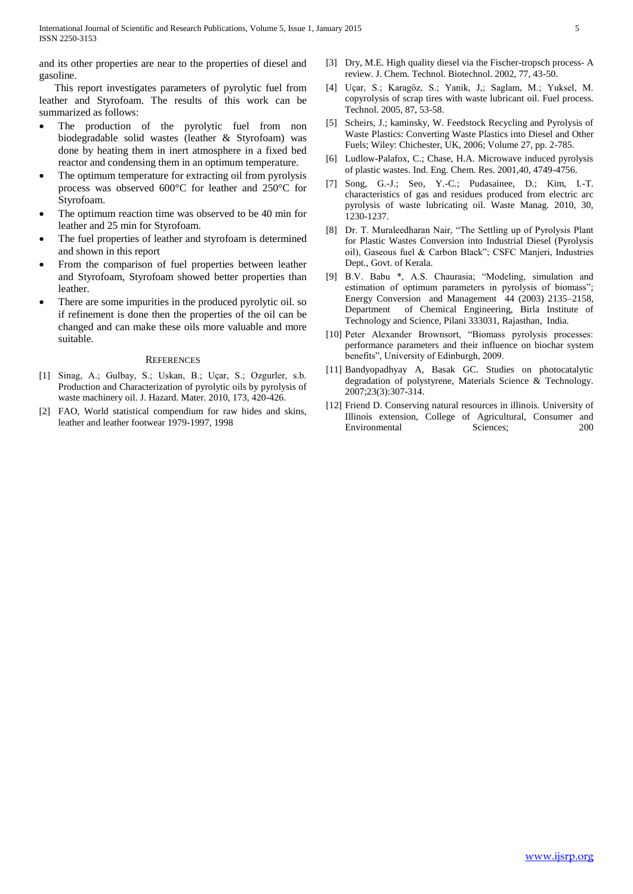and its other properties are near to the properties of diesel and gasoline.

This report investigates parameters of pyrolytic fuel from leather and Styrofoam. The results of this work can be summarized as follows:

- The production of the pyrolytic fuel from non biodegradable solid wastes (leather & Styrofoam) was done by heating them in inert atmosphere in a fixed bed reactor and condensing them in an optimum temperature.
- The optimum temperature for extracting oil from pyrolysis process was observed 600°C for leather and 250°C for Styrofoam.
- The optimum reaction time was observed to be 40 min for leather and 25 min for Styrofoam.
- The fuel properties of leather and styrofoam is determined and shown in this report
- From the comparison of fuel properties between leather and Styrofoam, Styrofoam showed better properties than leather.
- There are some impurities in the produced pyrolytic oil. so if refinement is done then the properties of the oil can be changed and can make these oils more valuable and more suitable.

## References

[1] Sinag, A.; Gulbay, S.; Uskan, B.; Uçar, S.; Ozgurler, s.b. Production and Characterization of pyrolytic oils by pyrolysis of waste machinery oil. J. Hazard. Mater. 2010, 173, 420-426.

[2] FAO, World statistical compendium for raw hides and skins, leather and leather footwear 1979-1997, 1998

[3] Dry, M.E. High quality diesel via the Fischer-tropsch process- A review. J. Chem. Technol. Biotechnol. 2002, 77, 43-50.

[4] Uçar, S.; Karagöz, S.; Yanik, J,; Saglam, M.; Yuksel, M. copyrolysis of scrap tires with waste lubricant oil. Fuel process. Technol. 2005, 87, 53-58.

[5] Scheirs, J.; kaminsky, W. Feedstock Recycling and Pyrolysis of Waste Plastics: Converting Waste Plastics into Diesel and Other Fuels; Wiley: Chichester, UK, 2006; Volume 27, pp. 2-785.

[6] Ludlow-Palafox, C.; Chase, H.A. Microwave induced pyrolysis of plastic wastes. Ind. Eng. Chem. Res. 2001,40, 4749-4756.

[7] Song, G.-J.; Seo, Y.-C.; Pudasainee, D.; Kim, I.-T. characteristics of gas and residues produced from electric arc pyrolysis of waste lubricating oil. Waste Manag. 2010, 30, 1230-1237.

[8] Dr. T. Muraleedharan Nair, "The Settling up of Pyrolysis Plant for Plastic Wastes Conversion into Industrial Diesel (Pyrolysis oil), Gaseous fuel & Carbon Black"; CSFC Manjeri, Industries Dept., Govt. of Kerala.

[9] B.V. Babu *, A.S. Chaurasia; "Modeling, simulation and estimation of optimum parameters in pyrolysis of biomass"; Energy Conversion and Management 44 (2003) 2135–2158, Department of Chemical Engineering, Birla Institute of Technology and Science, Pilani 333031, Rajasthan, India.

[10] Peter Alexander Brownsort, "Biomass pyrolysis processes: performance parameters and their influence on biochar system benefits", University of Edinburgh, 2009.

[11] Bandyopadhyay A, Basak GC. Studies on photocatalytic degradation of polystyrene, Materials Science & Technology. 2007;23(3):307-314.

[12] Friend D. Conserving natural resources in illinois. University of Illinois extension, College of Agricultural, Consumer and Environmental Sciences; 200